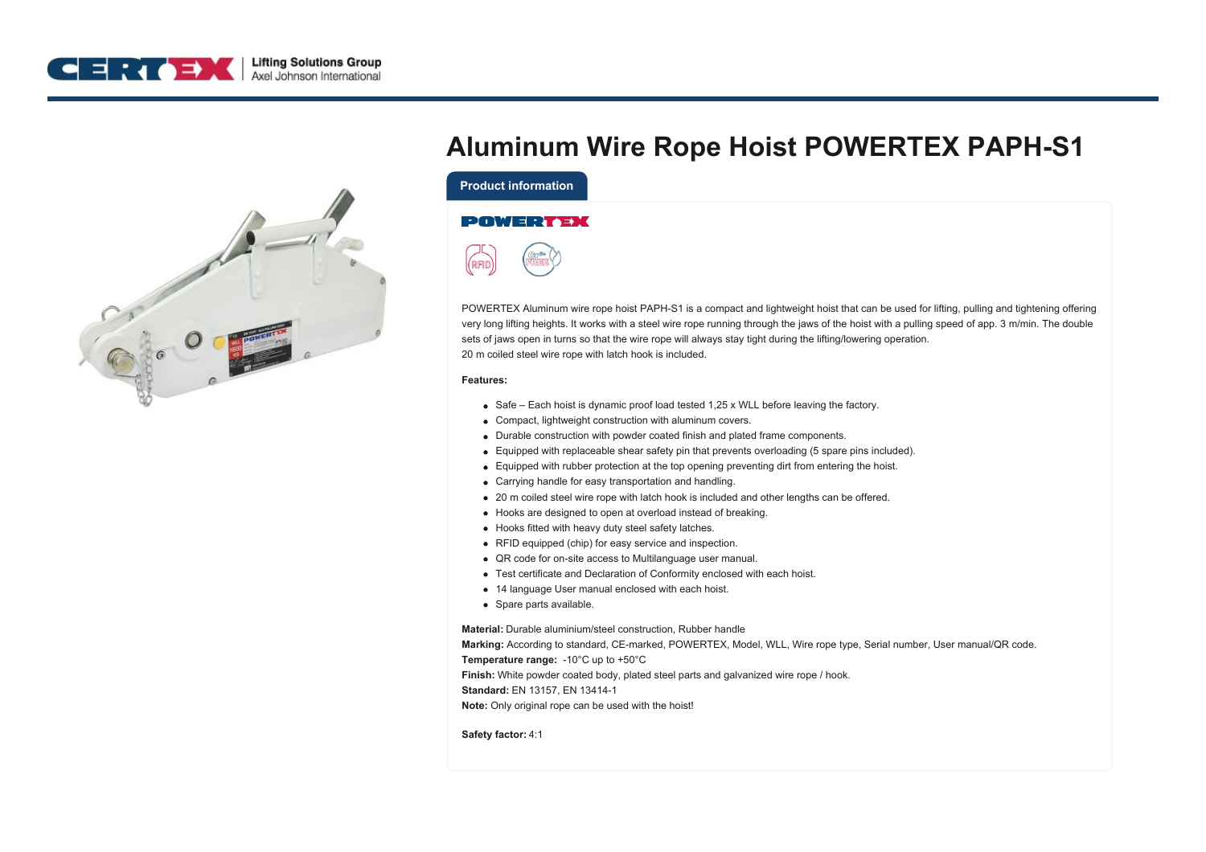# Aluminum Wire Rope Hoist POWERTEX PAPH-S1

## Product information

POWERTEX Aluminum wire rope hoist PAPH-S1 is a compact and lightweight hoist that can be used for lifting, pulling and tightening offering very long lifting heights. It works with a steel wire rope running through the jaws of the hoist with a pulling speed of app. 3 m/min. The double sets of jaws open in turns so that the wire rope will always stay tight during the lifting/lowering operation.
20 m coiled steel wire rope with latch hook is included.

**Features:**

- Safe – Each hoist is dynamic proof load tested 1,25 x WLL before leaving the factory.
- Compact, lightweight construction with aluminum covers.
- Durable construction with powder coated finish and plated frame components.
- Equipped with replaceable shear safety pin that prevents overloading (5 spare pins included).
- Equipped with rubber protection at the top opening preventing dirt from entering the hoist.
- Carrying handle for easy transportation and handling.
- 20 m coiled steel wire rope with latch hook is included and other lengths can be offered.
- Hooks are designed to open at overload instead of breaking.
- Hooks fitted with heavy duty steel safety latches.
- RFID equipped (chip) for easy service and inspection.
- QR code for on-site access to Multilanguage user manual.
- Test certificate and Declaration of Conformity enclosed with each hoist.
- 14 language User manual enclosed with each hoist.
- Spare parts available.

**Material:** Durable aluminium/steel construction, Rubber handle
**Marking:** According to standard, CE-marked, POWERTEX, Model, WLL, Wire rope type, Serial number, User manual/QR code.
**Temperature range:** -10°C up to +50°C
**Finish:** White powder coated body, plated steel parts and galvanized wire rope / hook.
**Standard:** EN 13157, EN 13414-1
**Note:** Only original rope can be used with the hoist!

**Safety factor:** 4:1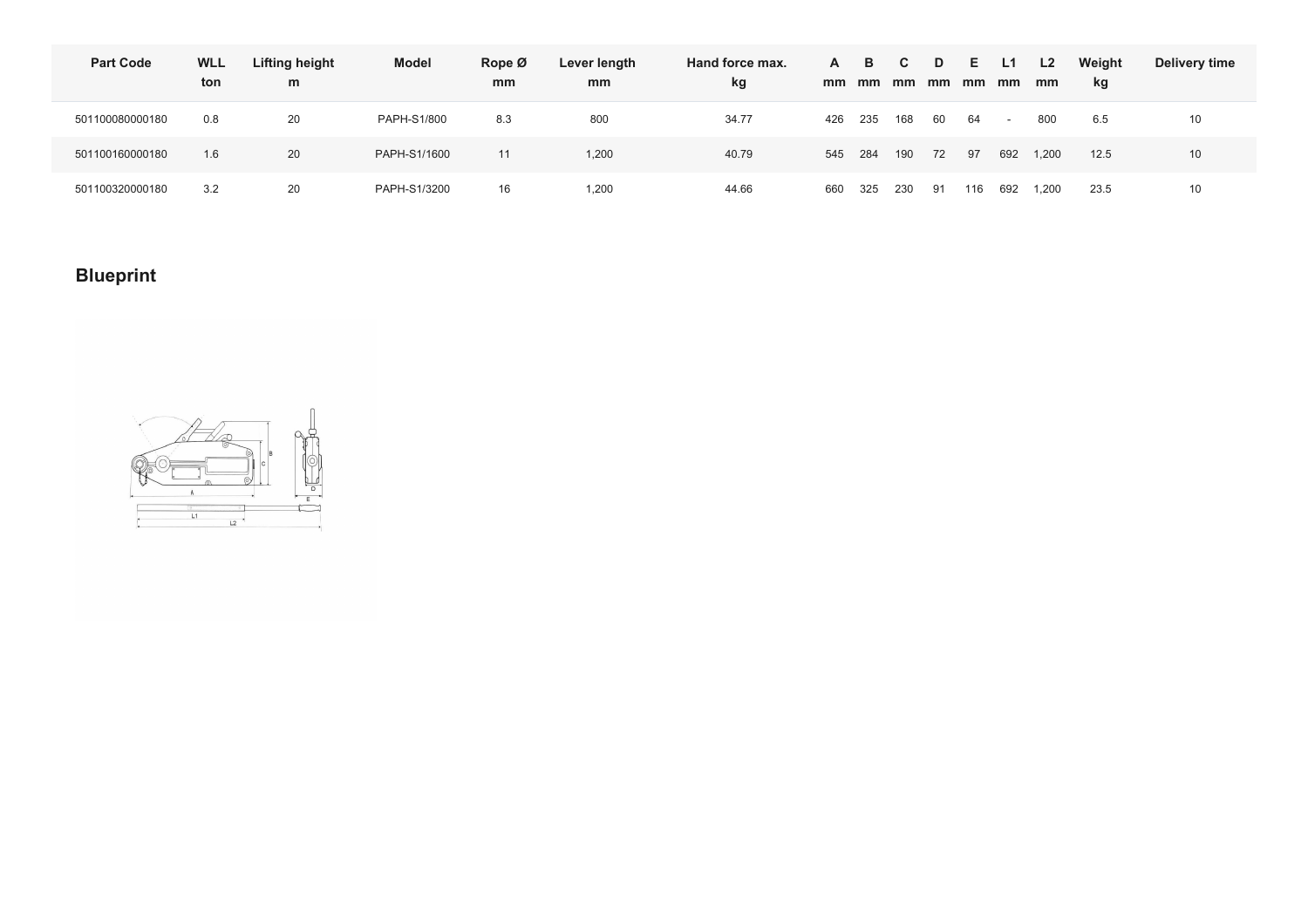| Part Code | WLL<br>ton | Lifting height<br>m | Model | Rope Ø<br>mm | Lever length<br>mm | Hand force max.<br>kg | A<br>mm | B<br>mm | C<br>mm | D<br>mm | E<br>mm | L1<br>mm | L2<br>mm | Weight<br>kg | Delivery time |
|---|---|---|---|---|---|---|---|---|---|---|---|---|---|---|---|
| 501100080000180 | 0.8 | 20 | PAPH-S1/800 | 8.3 | 800 | 34.77 | 426 | 235 | 168 | 60 | 64 | - | 800 | 6.5 | 10 |
| 501100160000180 | 1.6 | 20 | PAPH-S1/1600 | 11 | 1,200 | 40.79 | 545 | 284 | 190 | 72 | 97 | 692 | 1,200 | 12.5 | 10 |
| 501100320000180 | 3.2 | 20 | PAPH-S1/3200 | 16 | 1,200 | 44.66 | 660 | 325 | 230 | 91 | 116 | 692 | 1,200 | 23.5 | 10 |

## Blueprint